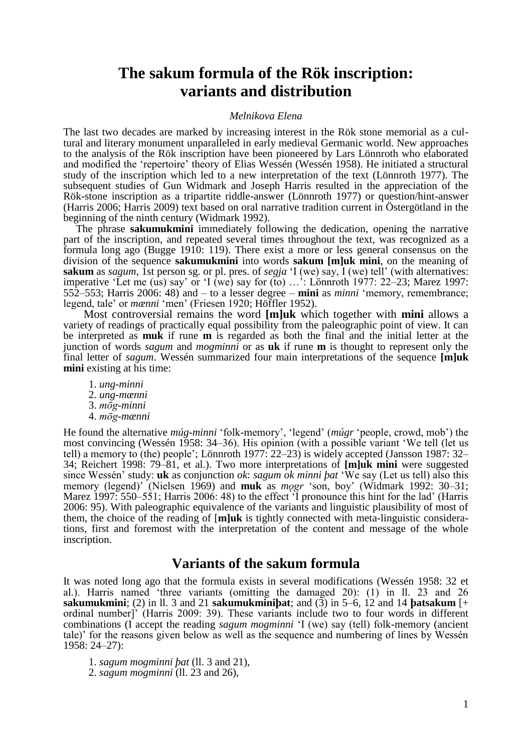# The sakum formula of the Rök inscription: variants and distribution

*Melnikova Elena*

The last two decades are marked by increasing interest in the Rök stone memorial as a cultural and literary monument unparalleled in early medieval Germanic world. New approaches to the analysis of the Rök inscription have been pioneered by Lars Lönnroth who elaborated and modified the 'repertoire' theory of Elias Wessén (Wessén 1958). He initiated a structural study of the inscription which led to a new interpretation of the text (Lönnroth 1977). The subsequent studies of Gun Widmark and Joseph Harris resulted in the appreciation of the Rök-stone inscription as a tripartite riddle-answer (Lönnroth 1977) or question/hint-answer (Harris 2006; Harris 2009) text based on oral narrative tradition current in Östergötland in the beginning of the ninth century (Widmark 1992).

The phrase **sakumukmini** immediately following the dedication, opening the narrative part of the inscription, and repeated several times throughout the text, was recognized as a formula long ago (Bugge 1910: 119). There exist a more or less general consensus on the division of the sequence **sakumukmini** into words **sakum [m]uk mini**, on the meaning of **sakum** as *sagum*, 1st person sg. or pl. pres. of *segja* 'I (we) say, I (we) tell' (with alternatives: imperative 'Let me (us) say' or 'I (we) say for (to) …': Lönnroth 1977: 22–23; Marez 1997: 552–553; Harris 2006: 48) and – to a lesser degree – **mini** as *minni* 'memory, remembrance; legend, tale' or *mænni* 'men' (Friesen 1920; Höffler 1952).

Most controversial remains the word **[m]uk** which together with **mini** allows a variety of readings of practically equal possibility from the paleographic point of view. It can be interpreted as **muk** if rune **m** is regarded as both the final and the initial letter at the junction of words *sagum* and *mogminni* or as **uk** if rune **m** is thought to represent only the final letter of *sagum*. Wessén summarized four main interpretations of the sequence **[m]uk mini** existing at his time:

1. *ung-minni*
2. *ung-mænni*
3. *mōg-minni*
4. *mōg-mænni*

He found the alternative *múg-minni* 'folk-memory', 'legend' (*múgr* 'people, crowd, mob') the most convincing (Wessén 1958: 34–36). His opinion (with a possible variant 'We tell (let us tell) a memory to (the) people'; Lönnroth 1977: 22–23) is widely accepted (Jansson 1987: 32–34; Reichert 1998: 79–81, et al.). Two more interpretations of **[m]uk mini** were suggested since Wessén' study: **uk** as conjunction *ok*: *sagum ok minni þat* 'We say (Let us tell) also this memory (legend)' (Nielsen 1969) and **muk** as *mǫgr* 'son, boy' (Widmark 1992: 30–31; Marez 1997: 550–551; Harris 2006: 48) to the effect 'I pronounce this hint for the lad' (Harris 2006: 95). With paleographic equivalence of the variants and linguistic plausibility of most of them, the choice of the reading of [**m]uk** is tightly connected with meta-linguistic considerations, first and foremost with the interpretation of the content and message of the whole inscription.

## Variants of the sakum formula

It was noted long ago that the formula exists in several modifications (Wessén 1958: 32 et al.). Harris named 'three variants (omitting the damaged 20): (1) in ll. 23 and 26 **sakumukmini**; (2) in ll. 3 and 21 **sakumukminiþat**; and (3) in 5–6, 12 and 14 **þatsakum** [+ ordinal number]' (Harris 2009: 39). These variants include two to four words in different combinations (I accept the reading *sagum mogminni* 'I (we) say (tell) folk-memory (ancient tale)' for the reasons given below as well as the sequence and numbering of lines by Wessén 1958: 24–27):

1. *sagum mogminni þat* (ll. 3 and 21),
2. *sagum mogminni* (ll. 23 and 26),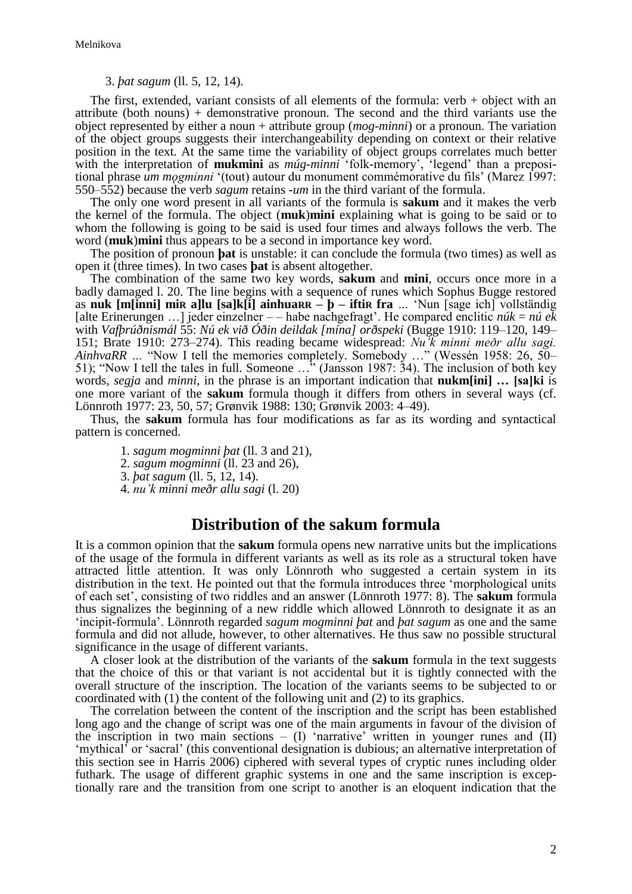3. *þat sagum* (ll. 5, 12, 14).

The first, extended, variant consists of all elements of the formula: verb + object with an attribute (both nouns) + demonstrative pronoun. The second and the third variants use the object represented by either a noun + attribute group (*mog-minni*) or a pronoun. The variation of the object groups suggests their interchangeability depending on context or their relative position in the text. At the same time the variability of object groups correlates much better with the interpretation of **mukmini** as *múg-minni* 'folk-memory', 'legend' than a prepositional phrase *um mǫgminni* '(tout) autour du monument commémorative du fils' (Marez 1997: 550–552) because the verb *sagum* retains *-um* in the third variant of the formula.

The only one word present in all variants of the formula is **sakum** and it makes the verb the kernel of the formula. The object (**muk**)**mini** explaining what is going to be said or to whom the following is going to be said is used four times and always follows the verb. The word (**muk**)**mini** thus appears to be a second in importance key word.

The position of pronoun **þat** is unstable: it can conclude the formula (two times) as well as open it (three times). In two cases **þat** is absent altogether.

The combination of the same two key words, **sakum** and **mini**, occurs once more in a badly damaged l. 20. The line begins with a sequence of runes which Sophus Bugge restored as **nuk [m[inni] miʀ a]llu [sa]k[i] ainhuaʀʀ – þ – iftiʀ fra** ... 'Nun [sage ich] vollständig [alte Erinerungen …] jeder einzelner – – habe nachgefragt'. He compared enclitic *núk* = *nú ek* with *Vafþrúðnismál* 55: *Nú ek við Óðin deildak [mína] orðspeki* (Bugge 1910: 119–120, 149–151; Brate 1910: 273–274). This reading became widespread: *Nu'k minni meðr allu sagi. AinhvaRR* ... "Now I tell the memories completely. Somebody …" (Wessén 1958: 26, 50–51); "Now I tell the tales in full. Someone …" (Jansson 1987: 34). The inclusion of both key words, *segja* and *minni*, in the phrase is an important indication that **nukm[ini] … [sa]ki** is one more variant of the **sakum** formula though it differs from others in several ways (cf. Lönnroth 1977: 23, 50, 57; Grønvik 1988: 130; Grønvik 2003: 4–49).

Thus, the **sakum** formula has four modifications as far as its wording and syntactical pattern is concerned.

1. *sagum mogminni þat* (ll. 3 and 21),
2. *sagum mogminni* (ll. 23 and 26),
3. *þat sagum* (ll. 5, 12, 14).
4. *nu'k minni meðr allu sagi* (l. 20)

## Distribution of the sakum formula

It is a common opinion that the **sakum** formula opens new narrative units but the implications of the usage of the formula in different variants as well as its role as a structural token have attracted little attention. It was only Lönnroth who suggested a certain system in its distribution in the text. He pointed out that the formula introduces three 'morphological units of each set', consisting of two riddles and an answer (Lönnroth 1977: 8). The **sakum** formula thus signalizes the beginning of a new riddle which allowed Lönnroth to designate it as an 'incipit-formula'. Lönnroth regarded *sagum mogminni þat* and *þat sagum* as one and the same formula and did not allude, however, to other alternatives. He thus saw no possible structural significance in the usage of different variants.

A closer look at the distribution of the variants of the **sakum** formula in the text suggests that the choice of this or that variant is not accidental but it is tightly connected with the overall structure of the inscription. The location of the variants seems to be subjected to or coordinated with (1) the content of the following unit and (2) to its graphics.

The correlation between the content of the inscription and the script has been established long ago and the change of script was one of the main arguments in favour of the division of the inscription in two main sections – (I) 'narrative' written in younger runes and (II) 'mythical' or 'sacral' (this conventional designation is dubious; an alternative interpretation of this section see in Harris 2006) ciphered with several types of cryptic runes including older futhark. The usage of different graphic systems in one and the same inscription is exceptionally rare and the transition from one script to another is an eloquent indication that the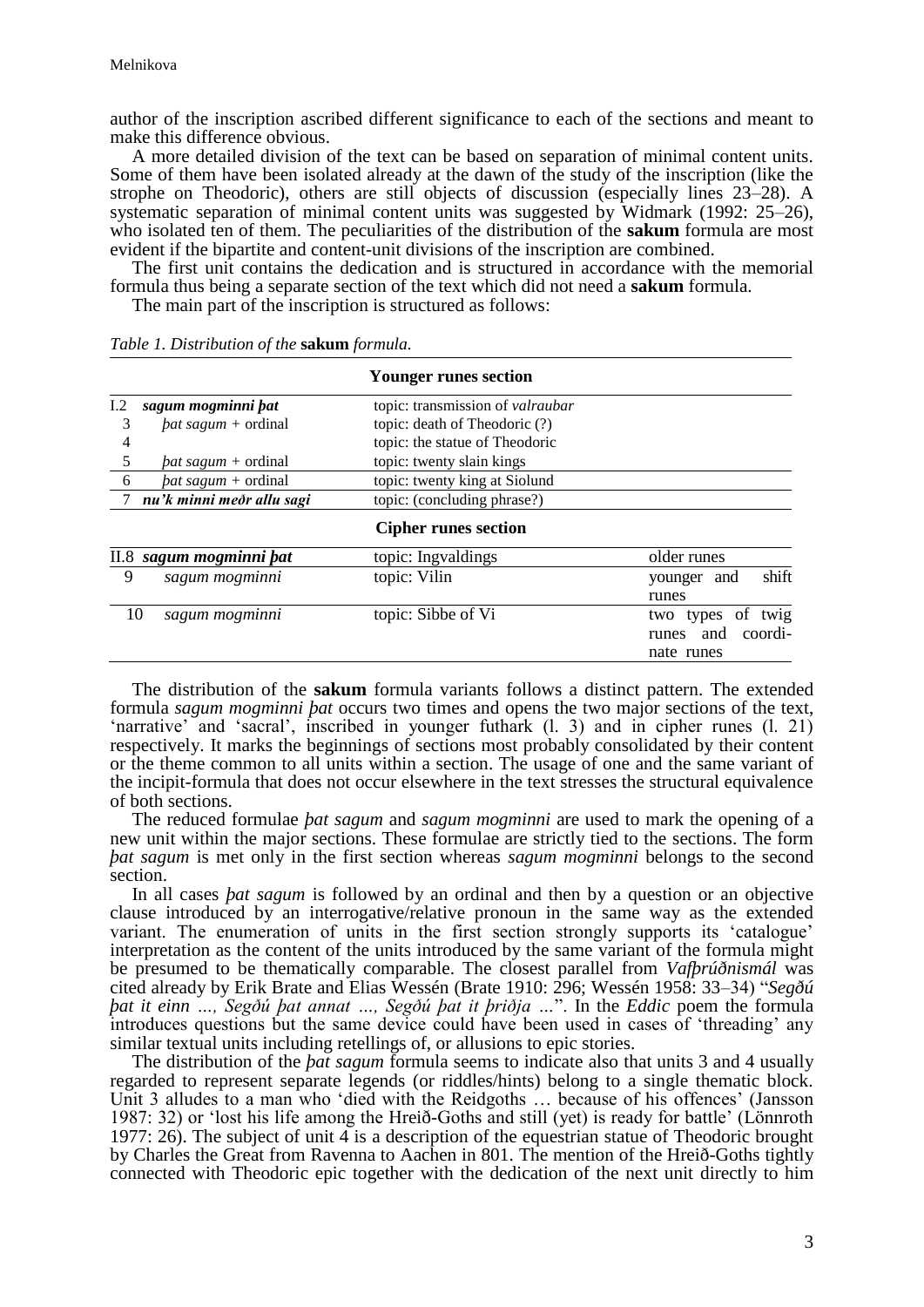author of the inscription ascribed different significance to each of the sections and meant to make this difference obvious.

A more detailed division of the text can be based on separation of minimal content units. Some of them have been isolated already at the dawn of the study of the inscription (like the strophe on Theodoric), others are still objects of discussion (especially lines 23–28). A systematic separation of minimal content units was suggested by Widmark (1992: 25–26), who isolated ten of them. The peculiarities of the distribution of the **sakum** formula are most evident if the bipartite and content-unit divisions of the inscription are combined.

The first unit contains the dedication and is structured in accordance with the memorial formula thus being a separate section of the text which did not need a **sakum** formula.

The main part of the inscription is structured as follows:

*Table 1. Distribution of the* **sakum** *formula.*

| | | | |
|---|---|---|---|
| | | **Younger runes section** | |
| I.2 | ***sagum mogminni þat*** | topic: transmission of *valraubar* | |
| 3 | *þat sagum* + ordinal | topic: death of Theodoric (?) | |
| 4 | | topic: the statue of Theodoric | |
| 5 | *þat sagum* + ordinal | topic: twenty slain kings | |
| 6 | *þat sagum* + ordinal | topic: twenty king at Siolund | |
| 7 | ***nu'k minni meðr allu sagi*** | topic: (concluding phrase?) | |
| | | **Cipher runes section** | |
| II.8 | ***sagum mogminni þat*** | topic: Ingvaldings | older runes |
| 9 | *sagum mogminni* | topic: Vilin | younger and shift runes |
| 10 | *sagum mogminni* | topic: Sibbe of Vi | two types of twig runes and coordinate runes |

The distribution of the **sakum** formula variants follows a distinct pattern. The extended formula *sagum mogminni þat* occurs two times and opens the two major sections of the text, 'narrative' and 'sacral', inscribed in younger futhark (l. 3) and in cipher runes (l. 21) respectively. It marks the beginnings of sections most probably consolidated by their content or the theme common to all units within a section. The usage of one and the same variant of the incipit-formula that does not occur elsewhere in the text stresses the structural equivalence of both sections.

The reduced formulae *þat sagum* and *sagum mogminni* are used to mark the opening of a new unit within the major sections. These formulae are strictly tied to the sections. The form *þat sagum* is met only in the first section whereas *sagum mogminni* belongs to the second section.

In all cases *þat sagum* is followed by an ordinal and then by a question or an objective clause introduced by an interrogative/relative pronoun in the same way as the extended variant. The enumeration of units in the first section strongly supports its 'catalogue' interpretation as the content of the units introduced by the same variant of the formula might be presumed to be thematically comparable. The closest parallel from *Vafþrúðnismál* was cited already by Erik Brate and Elias Wessén (Brate 1910: 296; Wessén 1958: 33–34) "*Segðú þat it einn ..., Segðú þat annat ..., Segðú þat it þriðja ...*". In the *Eddic* poem the formula introduces questions but the same device could have been used in cases of 'threading' any similar textual units including retellings of, or allusions to epic stories.

The distribution of the *þat sagum* formula seems to indicate also that units 3 and 4 usually regarded to represent separate legends (or riddles/hints) belong to a single thematic block. Unit 3 alludes to a man who 'died with the Reidgoths … because of his offences' (Jansson 1987: 32) or 'lost his life among the Hreið-Goths and still (yet) is ready for battle' (Lönnroth 1977: 26). The subject of unit 4 is a description of the equestrian statue of Theodoric brought by Charles the Great from Ravenna to Aachen in 801. The mention of the Hreið-Goths tightly connected with Theodoric epic together with the dedication of the next unit directly to him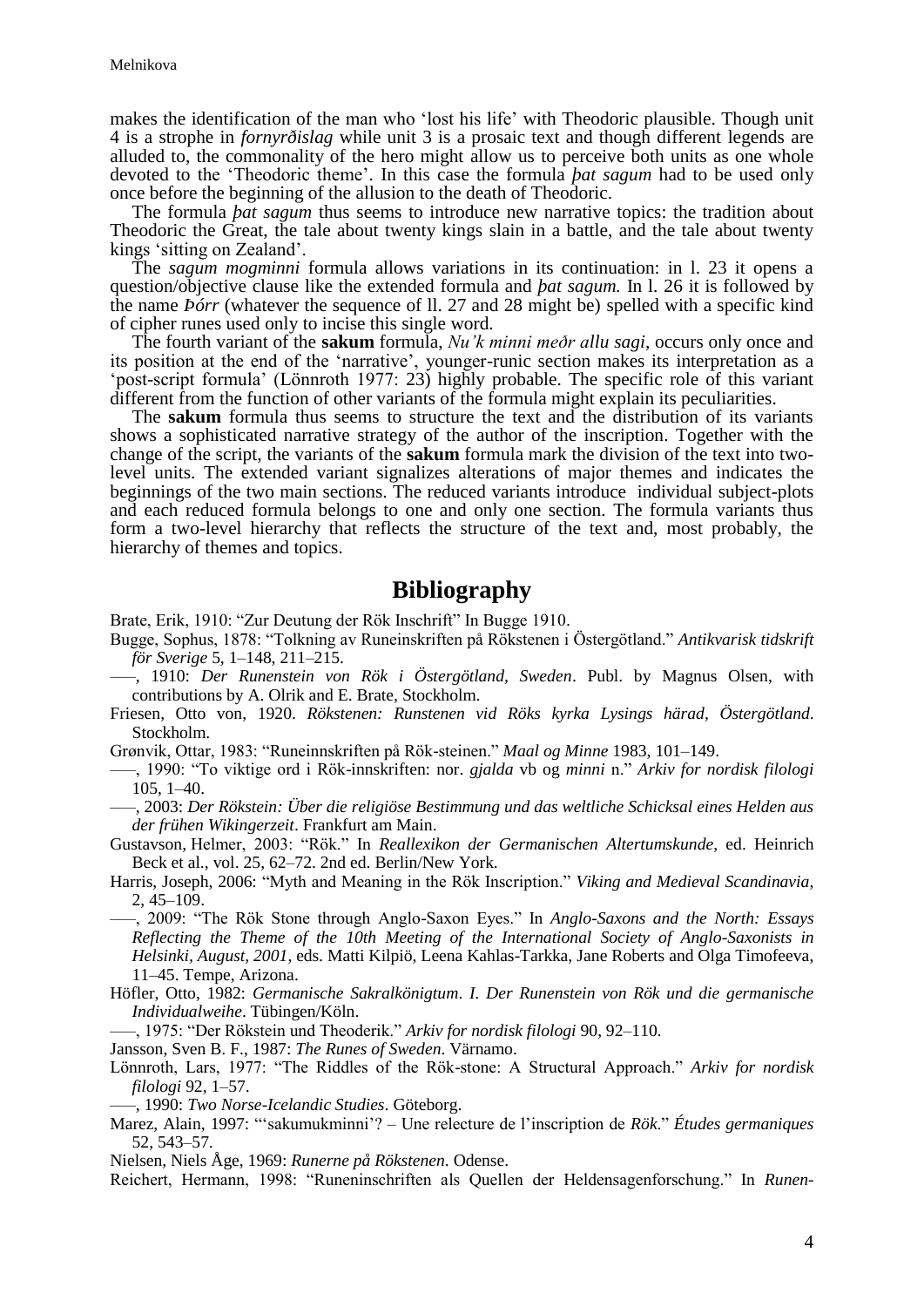makes the identification of the man who 'lost his life' with Theodoric plausible. Though unit 4 is a strophe in *fornyrðislag* while unit 3 is a prosaic text and though different legends are alluded to, the commonality of the hero might allow us to perceive both units as one whole devoted to the 'Theodoric theme'. In this case the formula *þat sagum* had to be used only once before the beginning of the allusion to the death of Theodoric.

The formula *þat sagum* thus seems to introduce new narrative topics: the tradition about Theodoric the Great, the tale about twenty kings slain in a battle, and the tale about twenty kings 'sitting on Zealand'.

The *sagum mogminni* formula allows variations in its continuation: in l. 23 it opens a question/objective clause like the extended formula and *þat sagum.* In l. 26 it is followed by the name *Þórr* (whatever the sequence of ll. 27 and 28 might be) spelled with a specific kind of cipher runes used only to incise this single word.

The fourth variant of the **sakum** formula, *Nu'k minni meðr allu sagi*, occurs only once and its position at the end of the 'narrative', younger-runic section makes its interpretation as a 'post-script formula' (Lönnroth 1977: 23) highly probable. The specific role of this variant different from the function of other variants of the formula might explain its peculiarities.

The **sakum** formula thus seems to structure the text and the distribution of its variants shows a sophisticated narrative strategy of the author of the inscription. Together with the change of the script, the variants of the **sakum** formula mark the division of the text into two-level units. The extended variant signalizes alterations of major themes and indicates the beginnings of the two main sections. The reduced variants introduce individual subject-plots and each reduced formula belongs to one and only one section. The formula variants thus form a two-level hierarchy that reflects the structure of the text and, most probably, the hierarchy of themes and topics.

## Bibliography

Brate, Erik, 1910: "Zur Deutung der Rök Inschrift" In Bugge 1910.

Bugge, Sophus, 1878: "Tolkning av Runeinskriften på Rökstenen i Östergötland." *Antikvarisk tidskrift för Sverige* 5, 1–148, 211–215.

–––, 1910: *Der Runenstein von Rök i Östergötland, Sweden*. Publ. by Magnus Olsen, with contributions by A. Olrik and E. Brate, Stockholm.

Friesen, Otto von, 1920. *Rökstenen: Runstenen vid Röks kyrka Lysings härad, Östergötland*. Stockholm.

Grønvik, Ottar, 1983: "Runeinnskriften på Rök-steinen." *Maal og Minne* 1983, 101–149.

–––, 1990: "To viktige ord i Rök-innskriften: nor. *gjalda* vb og *minni* n." *Arkiv for nordisk filologi* 105, 1–40.

–––, 2003: *Der Rökstein: Über die religiöse Bestimmung und das weltliche Schicksal eines Helden aus der frühen Wikingerzeit*. Frankfurt am Main.

Gustavson, Helmer, 2003: "Rök." In *Reallexikon der Germanischen Altertumskunde*, ed. Heinrich Beck et al., vol. 25, 62–72. 2nd ed. Berlin/New York.

Harris, Joseph, 2006: "Myth and Meaning in the Rök Inscription." *Viking and Medieval Scandinavia*, 2, 45–109.

–––, 2009: "The Rök Stone through Anglo-Saxon Eyes." In *Anglo-Saxons and the North: Essays Reflecting the Theme of the 10th Meeting of the International Society of Anglo-Saxonists in Helsinki, August, 2001*, eds. Matti Kilpiö, Leena Kahlas-Tarkka, Jane Roberts and Olga Timofeeva, 11–45. Tempe, Arizona.

Höfler, Otto, 1982: *Germanische Sakralkönigtum*. *I. Der Runenstein von Rök und die germanische Individualweihe*. Tübingen/Köln.

–––, 1975: "Der Rökstein und Theoderik." *Arkiv for nordisk filologi* 90, 92–110.

Jansson, Sven B. F., 1987: *The Runes of Sweden*. Värnamo.

Lönnroth, Lars, 1977: "The Riddles of the Rök-stone: A Structural Approach." *Arkiv for nordisk filologi* 92, 1–57.

–––, 1990: *Two Norse-Icelandic Studies*. Göteborg.

Marez, Alain, 1997: "'sakumukminni'? – Une relecture de l'inscription de *Rök*." *Études germaniques* 52, 543–57.

Nielsen, Niels Åge, 1969: *Runerne på Rökstenen*. Odense.

Reichert, Hermann, 1998: "Runeninschriften als Quellen der Heldensagenforschung." In *Runen-*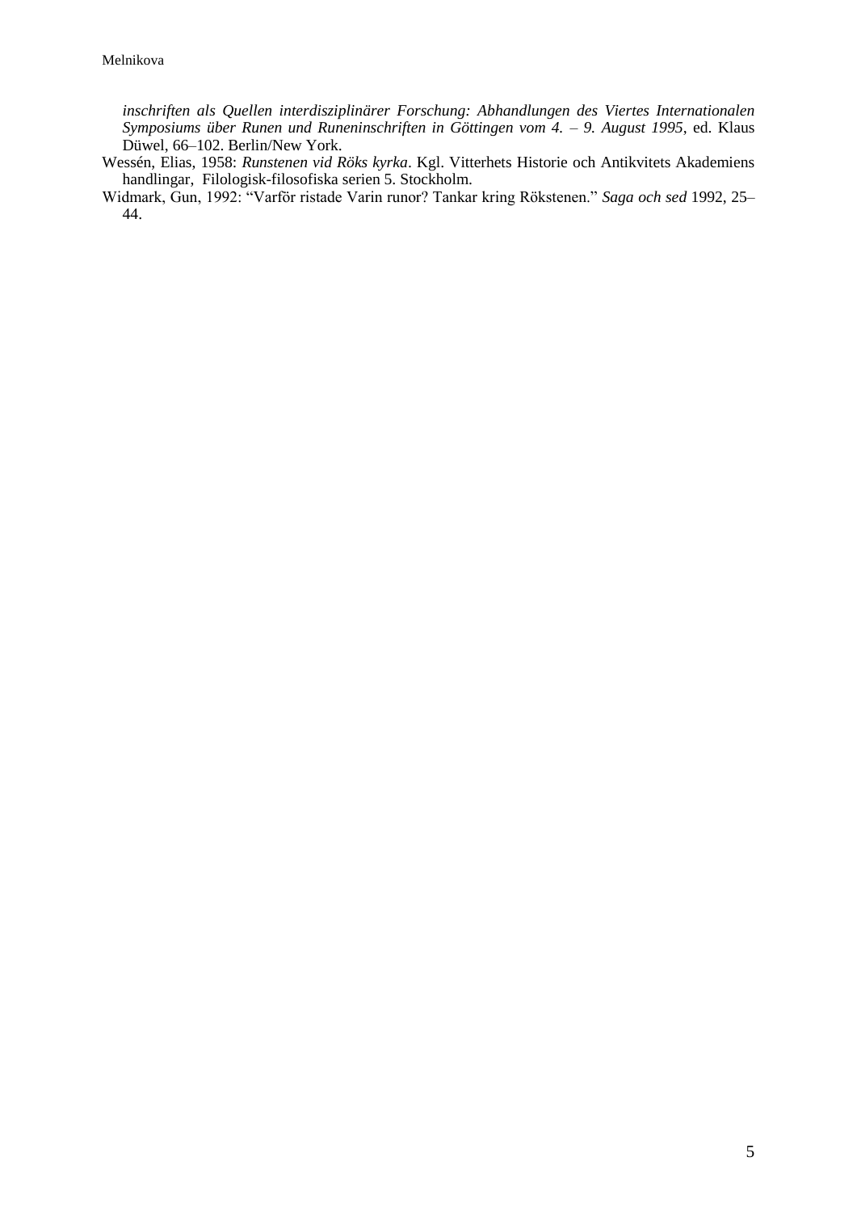*inschriften als Quellen interdisziplinärer Forschung: Abhandlungen des Viertes Internationalen Symposiums über Runen und Runeninschriften in Göttingen vom 4. – 9. August 1995*, ed. Klaus Düwel, 66–102. Berlin/New York.

Wessén, Elias, 1958: *Runstenen vid Röks kyrka*. Kgl. Vitterhets Historie och Antikvitets Akademiens handlingar, Filologisk-filosofiska serien 5. Stockholm.

Widmark, Gun, 1992: "Varför ristade Varin runor? Tankar kring Rökstenen." *Saga och sed* 1992, 25–44.